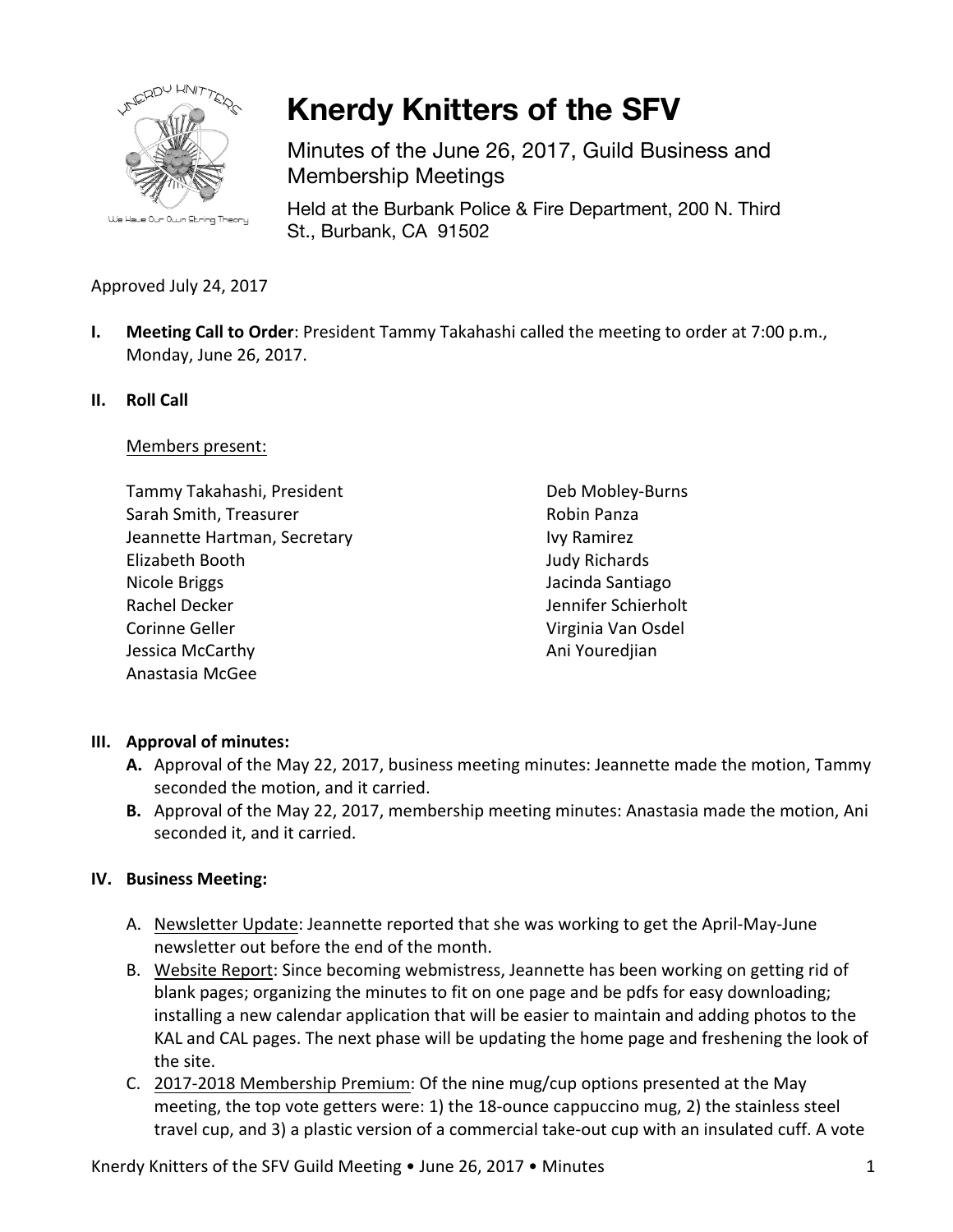# Knerdy Knitters of the SFV

## Minutes of the June 26, 2017, Guild Business and Membership Meetings

Held at the Burbank Police & Fire Department, 200 N. Third St., Burbank, CA 91502

Approved July 24, 2017

**I. Meeting Call to Order**: President Tammy Takahashi called the meeting to order at 7:00 p.m., Monday, June 26, 2017.

**II. Roll Call**

Members present:

- Tammy Takahashi, President
- Sarah Smith, Treasurer
- Jeannette Hartman, Secretary
- Elizabeth Booth
- Nicole Briggs
- Rachel Decker
- Corinne Geller
- Jessica McCarthy
- Anastasia McGee
- Deb Mobley-Burns
- Robin Panza
- Ivy Ramirez
- Judy Richards
- Jacinda Santiago
- Jennifer Schierholt
- Virginia Van Osdel
- Ani Youredjian

**III. Approval of minutes:**

**A.** Approval of the May 22, 2017, business meeting minutes: Jeannette made the motion, Tammy seconded the motion, and it carried.

**B.** Approval of the May 22, 2017, membership meeting minutes: Anastasia made the motion, Ani seconded it, and it carried.

**IV. Business Meeting:**

A. Newsletter Update: Jeannette reported that she was working to get the April-May-June newsletter out before the end of the month.

B. Website Report: Since becoming webmistress, Jeannette has been working on getting rid of blank pages; organizing the minutes to fit on one page and be pdfs for easy downloading; installing a new calendar application that will be easier to maintain and adding photos to the KAL and CAL pages. The next phase will be updating the home page and freshening the look of the site.

C. 2017-2018 Membership Premium: Of the nine mug/cup options presented at the May meeting, the top vote getters were: 1) the 18-ounce cappuccino mug, 2) the stainless steel travel cup, and 3) a plastic version of a commercial take-out cup with an insulated cuff. A vote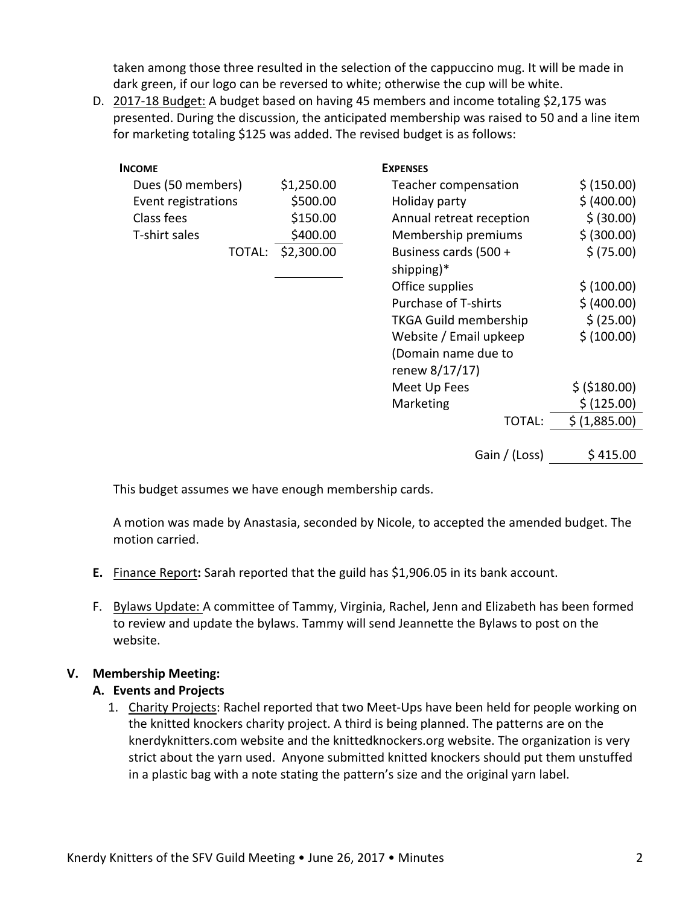taken among those three resulted in the selection of the cappuccino mug. It will be made in dark green, if our logo can be reversed to white; otherwise the cup will be white.

D. 2017-18 Budget: A budget based on having 45 members and income totaling $2,175 was presented. During the discussion, the anticipated membership was raised to 50 and a line item for marketing totaling $125 was added. The revised budget is as follows:

| **INCOME** | | **EXPENSES** | |
|---|---|---|---|
| Dues (50 members) | $1,250.00 | Teacher compensation | $ (150.00) |
| Event registrations | $500.00 | Holiday party | $ (400.00) |
| Class fees | $150.00 | Annual retreat reception | $ (30.00) |
| T-shirt sales | $400.00 | Membership premiums | $ (300.00) |
| TOTAL: | $2,300.00 | Business cards (500 + shipping)* | $ (75.00) |
| | | Office supplies | $ (100.00) |
| | | Purchase of T-shirts | $ (400.00) |
| | | TKGA Guild membership | $ (25.00) |
| | | Website / Email upkeep (Domain name due to renew 8/17/17) | $ (100.00) |
| | | Meet Up Fees | $ ($180.00) |
| | | Marketing | $ (125.00) |
| | | TOTAL: | $ (1,885.00) |
| | | Gain / (Loss) | $ 415.00 |

This budget assumes we have enough membership cards.

A motion was made by Anastasia, seconded by Nicole, to accepted the amended budget. The motion carried.

**E.** Finance Report**:** Sarah reported that the guild has $1,906.05 in its bank account.

F. Bylaws Update: A committee of Tammy, Virginia, Rachel, Jenn and Elizabeth has been formed to review and update the bylaws. Tammy will send Jeannette the Bylaws to post on the website.

## V. Membership Meeting:

### A. Events and Projects

1. Charity Projects: Rachel reported that two Meet-Ups have been held for people working on the knitted knockers charity project. A third is being planned. The patterns are on the knerdyknitters.com website and the knittedknockers.org website. The organization is very strict about the yarn used. Anyone submitted knitted knockers should put them unstuffed in a plastic bag with a note stating the pattern's size and the original yarn label.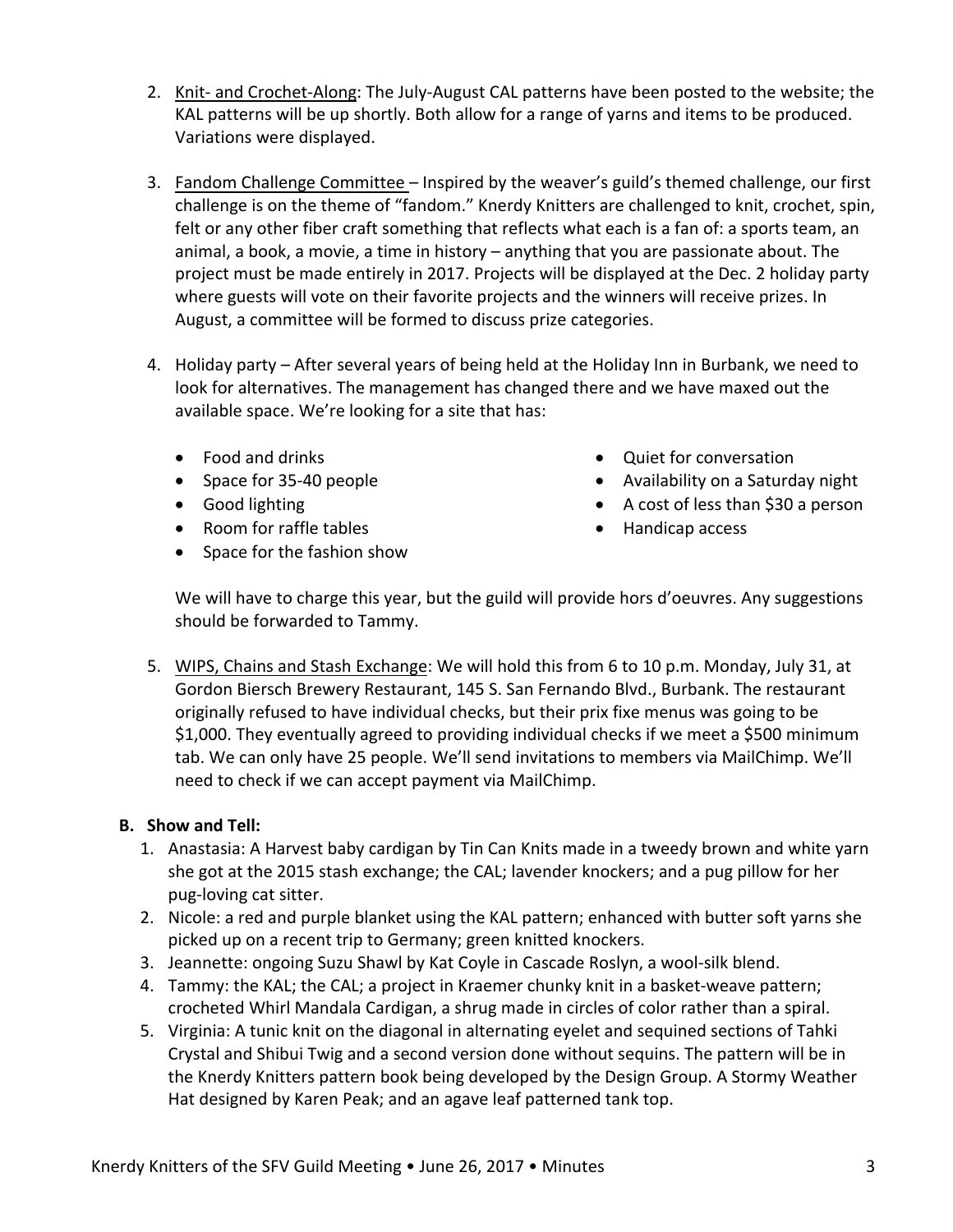2. <u>Knit- and Crochet-Along</u>: The July-August CAL patterns have been posted to the website; the KAL patterns will be up shortly. Both allow for a range of yarns and items to be produced. Variations were displayed.

3. <u>Fandom Challenge Committee</u> – Inspired by the weaver's guild's themed challenge, our first challenge is on the theme of "fandom." Knerdy Knitters are challenged to knit, crochet, spin, felt or any other fiber craft something that reflects what each is a fan of: a sports team, an animal, a book, a movie, a time in history – anything that you are passionate about. The project must be made entirely in 2017. Projects will be displayed at the Dec. 2 holiday party where guests will vote on their favorite projects and the winners will receive prizes. In August, a committee will be formed to discuss prize categories.

4. Holiday party – After several years of being held at the Holiday Inn in Burbank, we need to look for alternatives. The management has changed there and we have maxed out the available space. We're looking for a site that has:

   - Food and drinks
   - Space for 35-40 people
   - Good lighting
   - Room for raffle tables
   - Space for the fashion show
   - Quiet for conversation
   - Availability on a Saturday night
   - A cost of less than $30 a person
   - Handicap access

   We will have to charge this year, but the guild will provide hors d'oeuvres. Any suggestions should be forwarded to Tammy.

5. <u>WIPS, Chains and Stash Exchange</u>: We will hold this from 6 to 10 p.m. Monday, July 31, at Gordon Biersch Brewery Restaurant, 145 S. San Fernando Blvd., Burbank. The restaurant originally refused to have individual checks, but their prix fixe menus was going to be $1,000. They eventually agreed to providing individual checks if we meet a $500 minimum tab. We can only have 25 people. We'll send invitations to members via MailChimp. We'll need to check if we can accept payment via MailChimp.

**B. Show and Tell:**

1. Anastasia: A Harvest baby cardigan by Tin Can Knits made in a tweedy brown and white yarn she got at the 2015 stash exchange; the CAL; lavender knockers; and a pug pillow for her pug-loving cat sitter.
2. Nicole: a red and purple blanket using the KAL pattern; enhanced with butter soft yarns she picked up on a recent trip to Germany; green knitted knockers.
3. Jeannette: ongoing Suzu Shawl by Kat Coyle in Cascade Roslyn, a wool-silk blend.
4. Tammy: the KAL; the CAL; a project in Kraemer chunky knit in a basket-weave pattern; crocheted Whirl Mandala Cardigan, a shrug made in circles of color rather than a spiral.
5. Virginia: A tunic knit on the diagonal in alternating eyelet and sequined sections of Tahki Crystal and Shibui Twig and a second version done without sequins. The pattern will be in the Knerdy Knitters pattern book being developed by the Design Group. A Stormy Weather Hat designed by Karen Peak; and an agave leaf patterned tank top.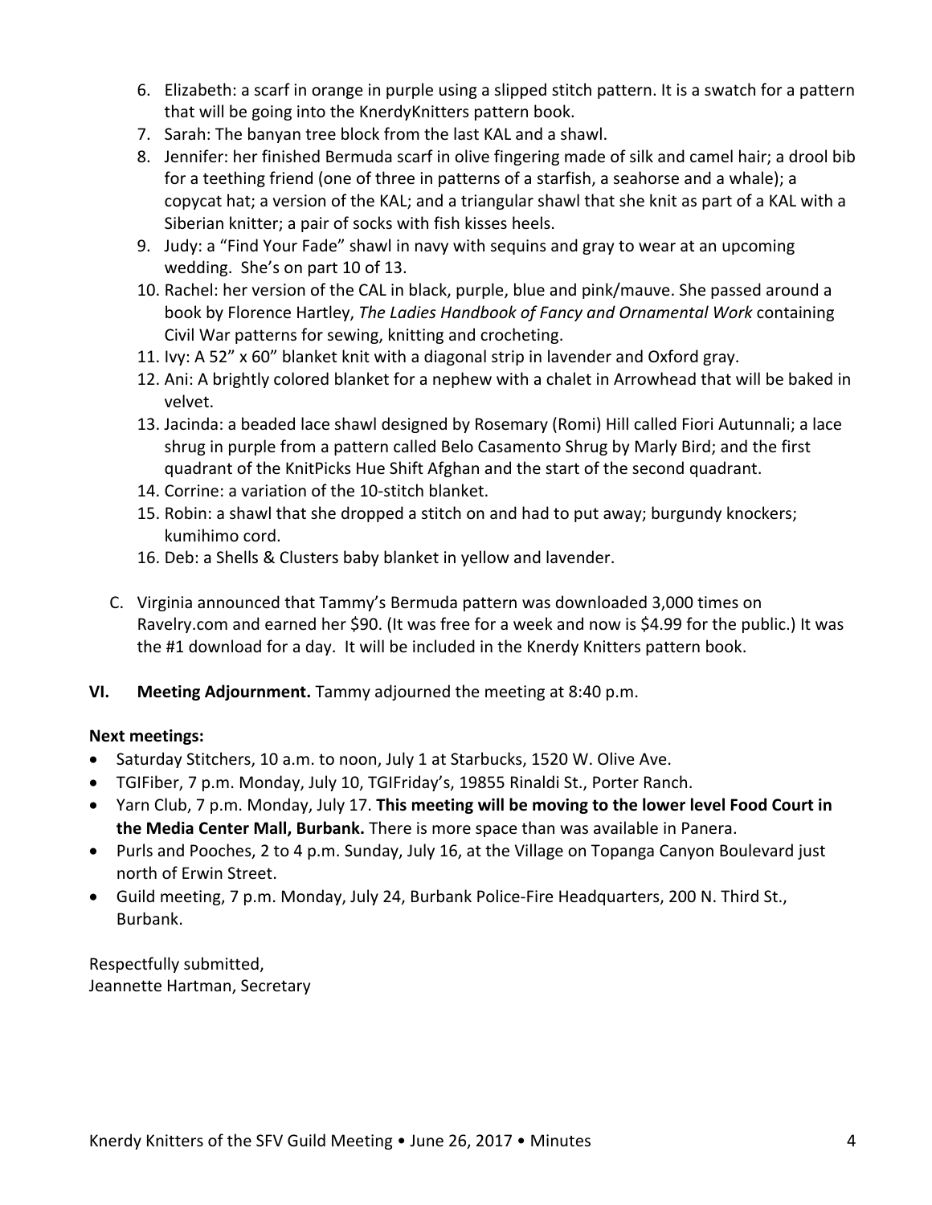6. Elizabeth: a scarf in orange in purple using a slipped stitch pattern. It is a swatch for a pattern that will be going into the KnerdyKnitters pattern book.
7. Sarah: The banyan tree block from the last KAL and a shawl.
8. Jennifer: her finished Bermuda scarf in olive fingering made of silk and camel hair; a drool bib for a teething friend (one of three in patterns of a starfish, a seahorse and a whale); a copycat hat; a version of the KAL; and a triangular shawl that she knit as part of a KAL with a Siberian knitter; a pair of socks with fish kisses heels.
9. Judy: a "Find Your Fade" shawl in navy with sequins and gray to wear at an upcoming wedding. She's on part 10 of 13.
10. Rachel: her version of the CAL in black, purple, blue and pink/mauve. She passed around a book by Florence Hartley, *The Ladies Handbook of Fancy and Ornamental Work* containing Civil War patterns for sewing, knitting and crocheting.
11. Ivy: A 52" x 60" blanket knit with a diagonal strip in lavender and Oxford gray.
12. Ani: A brightly colored blanket for a nephew with a chalet in Arrowhead that will be baked in velvet.
13. Jacinda: a beaded lace shawl designed by Rosemary (Romi) Hill called Fiori Autunnali; a lace shrug in purple from a pattern called Belo Casamento Shrug by Marly Bird; and the first quadrant of the KnitPicks Hue Shift Afghan and the start of the second quadrant.
14. Corrine: a variation of the 10-stitch blanket.
15. Robin: a shawl that she dropped a stitch on and had to put away; burgundy knockers; kumihimo cord.
16. Deb: a Shells & Clusters baby blanket in yellow and lavender.

C. Virginia announced that Tammy's Bermuda pattern was downloaded 3,000 times on Ravelry.com and earned her $90. (It was free for a week and now is $4.99 for the public.) It was the #1 download for a day. It will be included in the Knerdy Knitters pattern book.

**VI. Meeting Adjournment.** Tammy adjourned the meeting at 8:40 p.m.

**Next meetings:**

- Saturday Stitchers, 10 a.m. to noon, July 1 at Starbucks, 1520 W. Olive Ave.
- TGIFiber, 7 p.m. Monday, July 10, TGIFriday's, 19855 Rinaldi St., Porter Ranch.
- Yarn Club, 7 p.m. Monday, July 17. **This meeting will be moving to the lower level Food Court in the Media Center Mall, Burbank.** There is more space than was available in Panera.
- Purls and Pooches, 2 to 4 p.m. Sunday, July 16, at the Village on Topanga Canyon Boulevard just north of Erwin Street.
- Guild meeting, 7 p.m. Monday, July 24, Burbank Police-Fire Headquarters, 200 N. Third St., Burbank.

Respectfully submitted,
Jeannette Hartman, Secretary